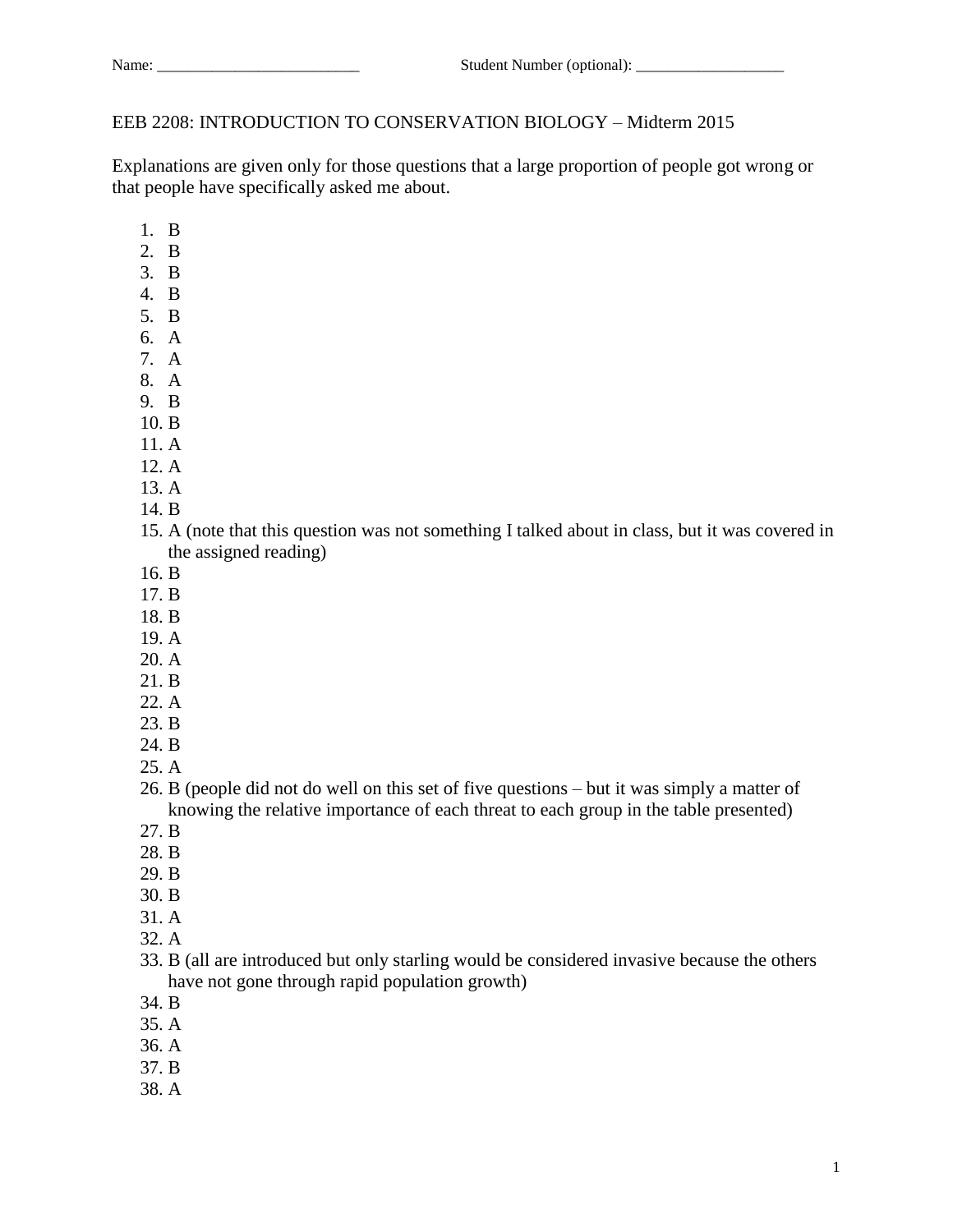Name: ___________________________ Student Number (optional): ____________________

EEB 2208: INTRODUCTION TO CONSERVATION BIOLOGY – Midterm 2015

Explanations are given only for those questions that a large proportion of people got wrong or that people have specifically asked me about.

1. B
2. B
3. B
4. B
5. B
6. A
7. A
8. A
9. B
10. B
11. A
12. A
13. A
14. B
15. A (note that this question was not something I talked about in class, but it was covered in the assigned reading)
16. B
17. B
18. B
19. A
20. A
21. B
22. A
23. B
24. B
25. A
26. B (people did not do well on this set of five questions – but it was simply a matter of knowing the relative importance of each threat to each group in the table presented)
27. B
28. B
29. B
30. B
31. A
32. A
33. B (all are introduced but only starling would be considered invasive because the others have not gone through rapid population growth)
34. B
35. A
36. A
37. B
38. A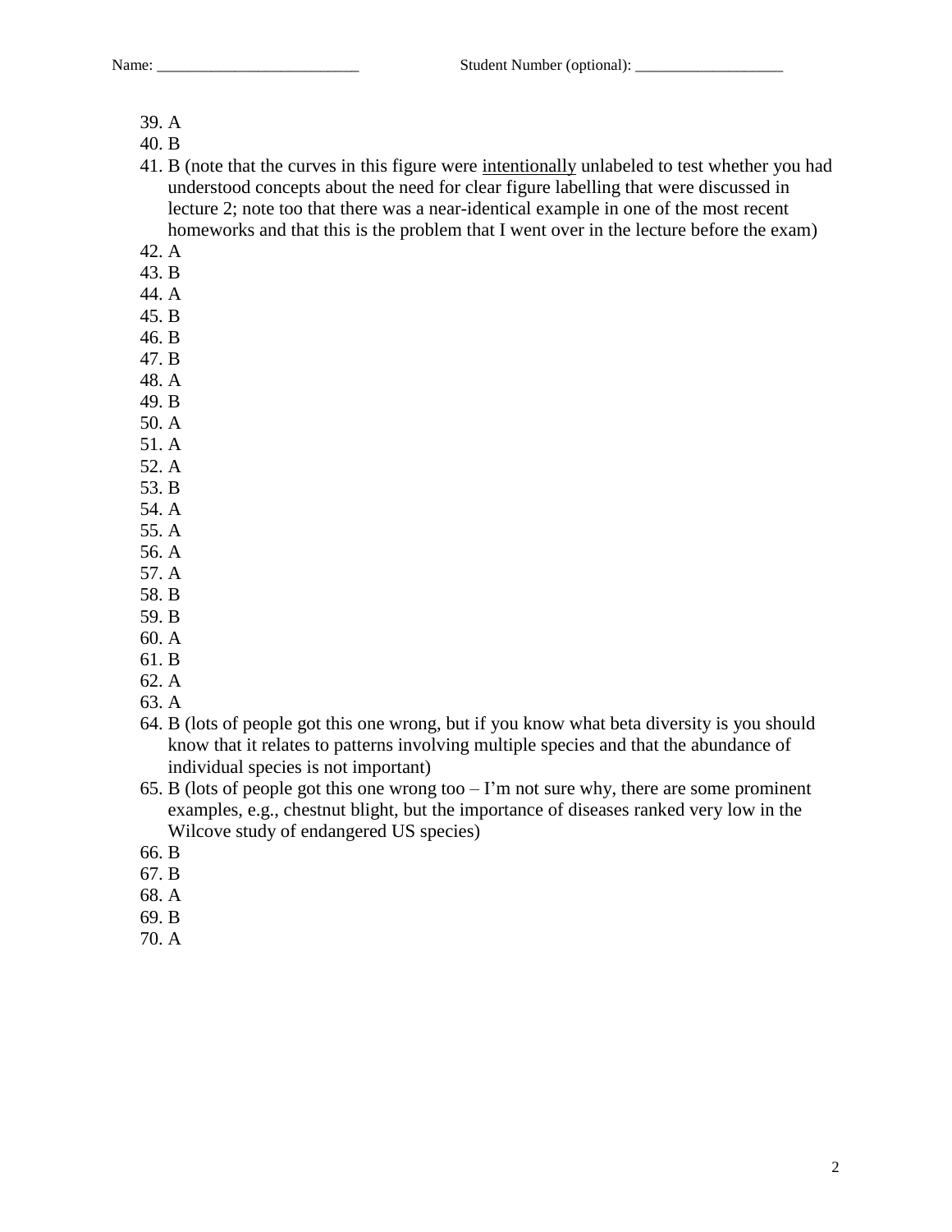Name: ___________________________ Student Number (optional): ____________________

39. A
40. B
41. B (note that the curves in this figure were <u>intentionally</u> unlabeled to test whether you had understood concepts about the need for clear figure labelling that were discussed in lecture 2; note too that there was a near-identical example in one of the most recent homeworks and that this is the problem that I went over in the lecture before the exam)
42. A
43. B
44. A
45. B
46. B
47. B
48. A
49. B
50. A
51. A
52. A
53. B
54. A
55. A
56. A
57. A
58. B
59. B
60. A
61. B
62. A
63. A
64. B (lots of people got this one wrong, but if you know what beta diversity is you should know that it relates to patterns involving multiple species and that the abundance of individual species is not important)
65. B (lots of people got this one wrong too – I'm not sure why, there are some prominent examples, e.g., chestnut blight, but the importance of diseases ranked very low in the Wilcove study of endangered US species)
66. B
67. B
68. A
69. B
70. A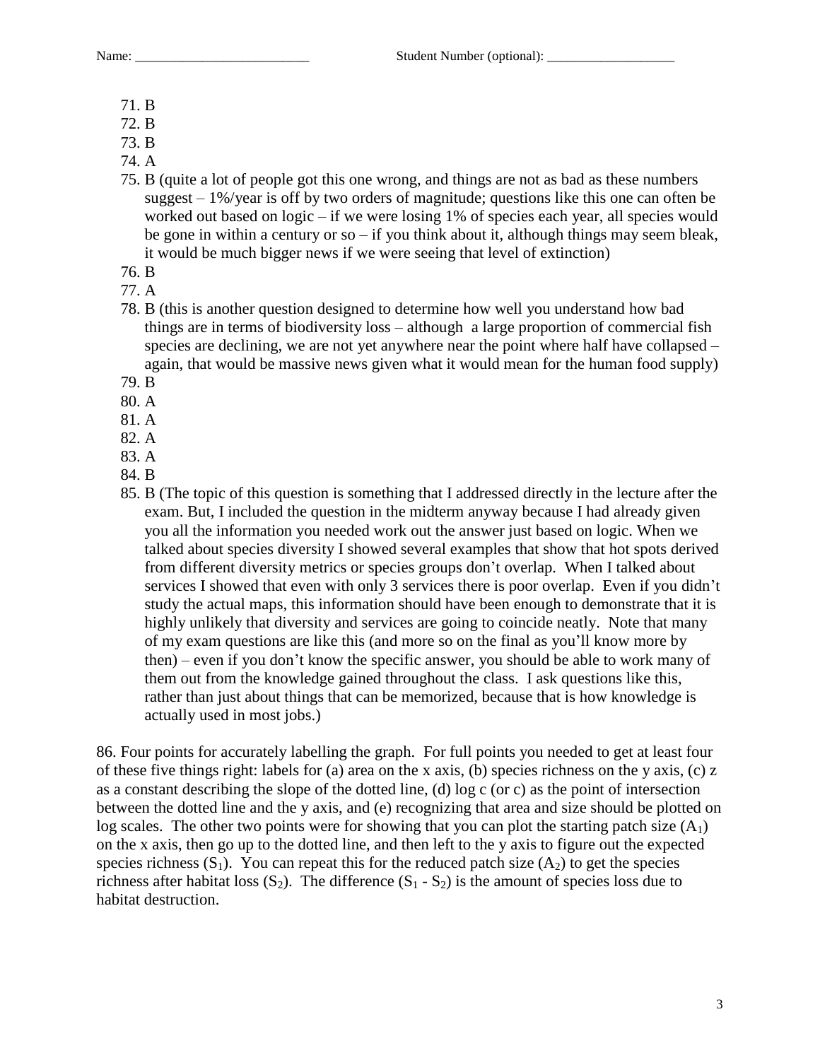Name: ___________________________ Student Number (optional): ____________________

71. B
72. B
73. B
74. A
75. B (quite a lot of people got this one wrong, and things are not as bad as these numbers suggest – 1%/year is off by two orders of magnitude; questions like this one can often be worked out based on logic – if we were losing 1% of species each year, all species would be gone in within a century or so – if you think about it, although things may seem bleak, it would be much bigger news if we were seeing that level of extinction)
76. B
77. A
78. B (this is another question designed to determine how well you understand how bad things are in terms of biodiversity loss – although a large proportion of commercial fish species are declining, we are not yet anywhere near the point where half have collapsed – again, that would be massive news given what it would mean for the human food supply)
79. B
80. A
81. A
82. A
83. A
84. B
85. B (The topic of this question is something that I addressed directly in the lecture after the exam. But, I included the question in the midterm anyway because I had already given you all the information you needed work out the answer just based on logic. When we talked about species diversity I showed several examples that show that hot spots derived from different diversity metrics or species groups don't overlap. When I talked about services I showed that even with only 3 services there is poor overlap. Even if you didn't study the actual maps, this information should have been enough to demonstrate that it is highly unlikely that diversity and services are going to coincide neatly. Note that many of my exam questions are like this (and more so on the final as you'll know more by then) – even if you don't know the specific answer, you should be able to work many of them out from the knowledge gained throughout the class. I ask questions like this, rather than just about things that can be memorized, because that is how knowledge is actually used in most jobs.)

86. Four points for accurately labelling the graph. For full points you needed to get at least four of these five things right: labels for (a) area on the x axis, (b) species richness on the y axis, (c) z as a constant describing the slope of the dotted line, (d) log c (or c) as the point of intersection between the dotted line and the y axis, and (e) recognizing that area and size should be plotted on log scales. The other two points were for showing that you can plot the starting patch size ($A_1$) on the x axis, then go up to the dotted line, and then left to the y axis to figure out the expected species richness ($S_1$). You can repeat this for the reduced patch size ($A_2$) to get the species richness after habitat loss ($S_2$). The difference ($S_1$ - $S_2$) is the amount of species loss due to habitat destruction.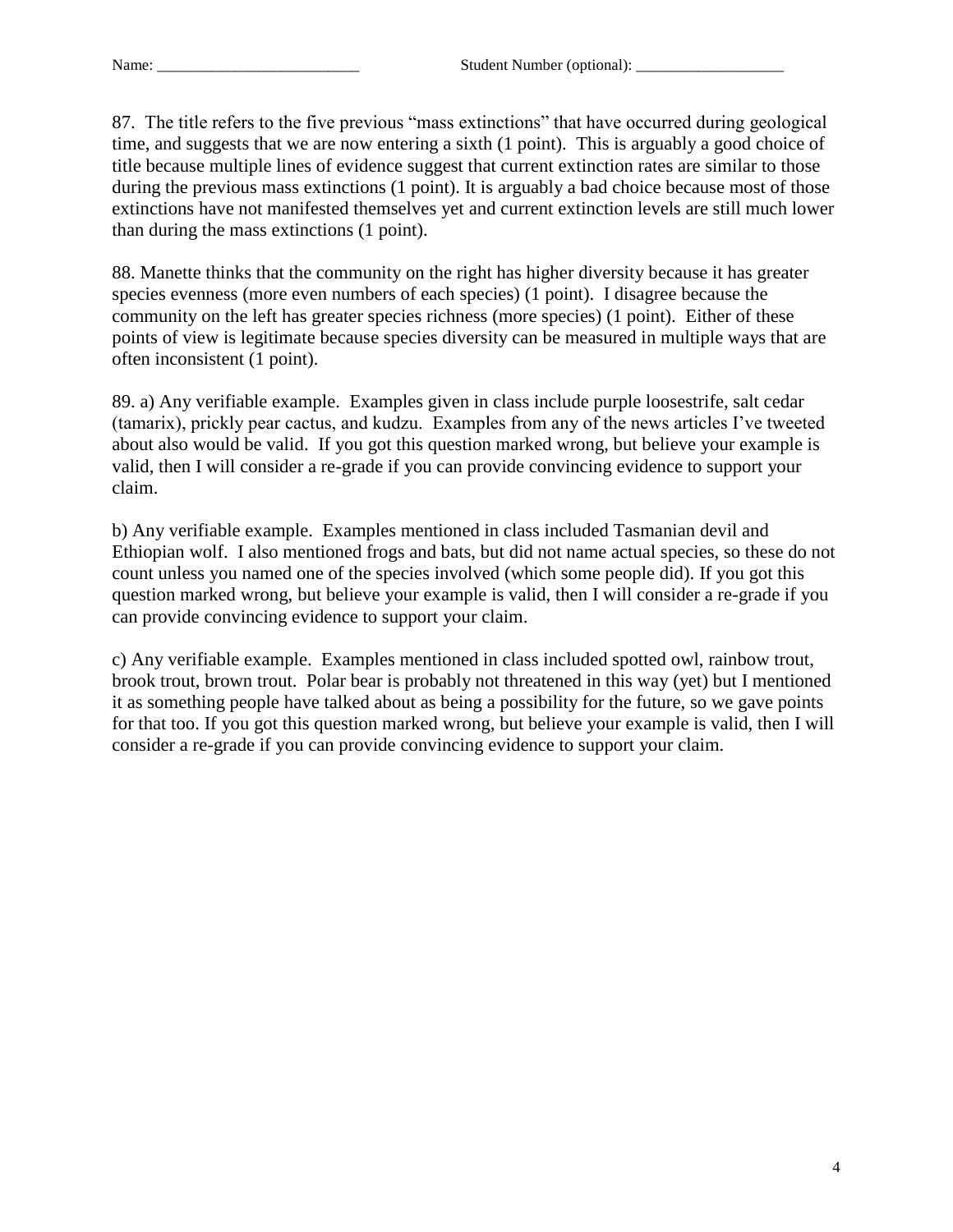Name: ___________________________ Student Number (optional): ____________________

87. The title refers to the five previous “mass extinctions” that have occurred during geological time, and suggests that we are now entering a sixth (1 point). This is arguably a good choice of title because multiple lines of evidence suggest that current extinction rates are similar to those during the previous mass extinctions (1 point). It is arguably a bad choice because most of those extinctions have not manifested themselves yet and current extinction levels are still much lower than during the mass extinctions (1 point).

88. Manette thinks that the community on the right has higher diversity because it has greater species evenness (more even numbers of each species) (1 point). I disagree because the community on the left has greater species richness (more species) (1 point). Either of these points of view is legitimate because species diversity can be measured in multiple ways that are often inconsistent (1 point).

89. a) Any verifiable example. Examples given in class include purple loosestrife, salt cedar (tamarix), prickly pear cactus, and kudzu. Examples from any of the news articles I’ve tweeted about also would be valid. If you got this question marked wrong, but believe your example is valid, then I will consider a re-grade if you can provide convincing evidence to support your claim.

b) Any verifiable example. Examples mentioned in class included Tasmanian devil and Ethiopian wolf. I also mentioned frogs and bats, but did not name actual species, so these do not count unless you named one of the species involved (which some people did). If you got this question marked wrong, but believe your example is valid, then I will consider a re-grade if you can provide convincing evidence to support your claim.

c) Any verifiable example. Examples mentioned in class included spotted owl, rainbow trout, brook trout, brown trout. Polar bear is probably not threatened in this way (yet) but I mentioned it as something people have talked about as being a possibility for the future, so we gave points for that too. If you got this question marked wrong, but believe your example is valid, then I will consider a re-grade if you can provide convincing evidence to support your claim.